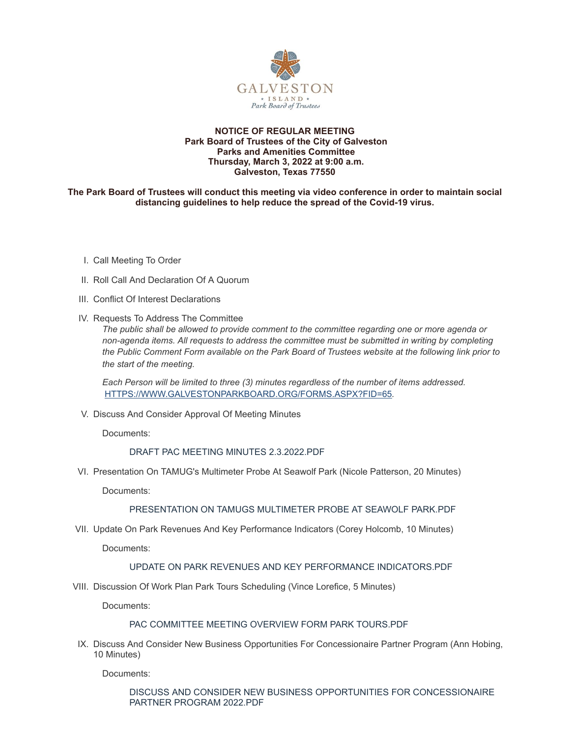**NOTICE OF REGULAR MEETING**
**Park Board of Trustees of the City of Galveston**
**Parks and Amenities Committee**
**Thursday, March 3, 2022 at 9:00 a.m.**
**Galveston, Texas 77550**

**The Park Board of Trustees will conduct this meeting via video conference in order to maintain social distancing guidelines to help reduce the spread of the Covid-19 virus.**

I. Call Meeting To Order

II. Roll Call And Declaration Of A Quorum

III. Conflict Of Interest Declarations

IV. Requests To Address The Committee

*The public shall be allowed to provide comment to the committee regarding one or more agenda or non-agenda items. All requests to address the committee must be submitted in writing by completing the Public Comment Form available on the Park Board of Trustees website at the following link prior to the start of the meeting.*

*Each Person will be limited to three (3) minutes regardless of the number of items addressed.* HTTPS://WWW.GALVESTONPARKBOARD.ORG/FORMS.ASPX?FID=65.

V. Discuss And Consider Approval Of Meeting Minutes

Documents:

DRAFT PAC MEETING MINUTES 2.3.2022.PDF

VI. Presentation On TAMUG's Multimeter Probe At Seawolf Park (Nicole Patterson, 20 Minutes)

Documents:

PRESENTATION ON TAMUGS MULTIMETER PROBE AT SEAWOLF PARK.PDF

VII. Update On Park Revenues And Key Performance Indicators (Corey Holcomb, 10 Minutes)

Documents:

UPDATE ON PARK REVENUES AND KEY PERFORMANCE INDICATORS.PDF

VIII. Discussion Of Work Plan Park Tours Scheduling (Vince Lorefice, 5 Minutes)

Documents:

PAC COMMITTEE MEETING OVERVIEW FORM PARK TOURS.PDF

IX. Discuss And Consider New Business Opportunities For Concessionaire Partner Program (Ann Hobing, 10 Minutes)

Documents:

DISCUSS AND CONSIDER NEW BUSINESS OPPORTUNITIES FOR CONCESSIONAIRE PARTNER PROGRAM 2022.PDF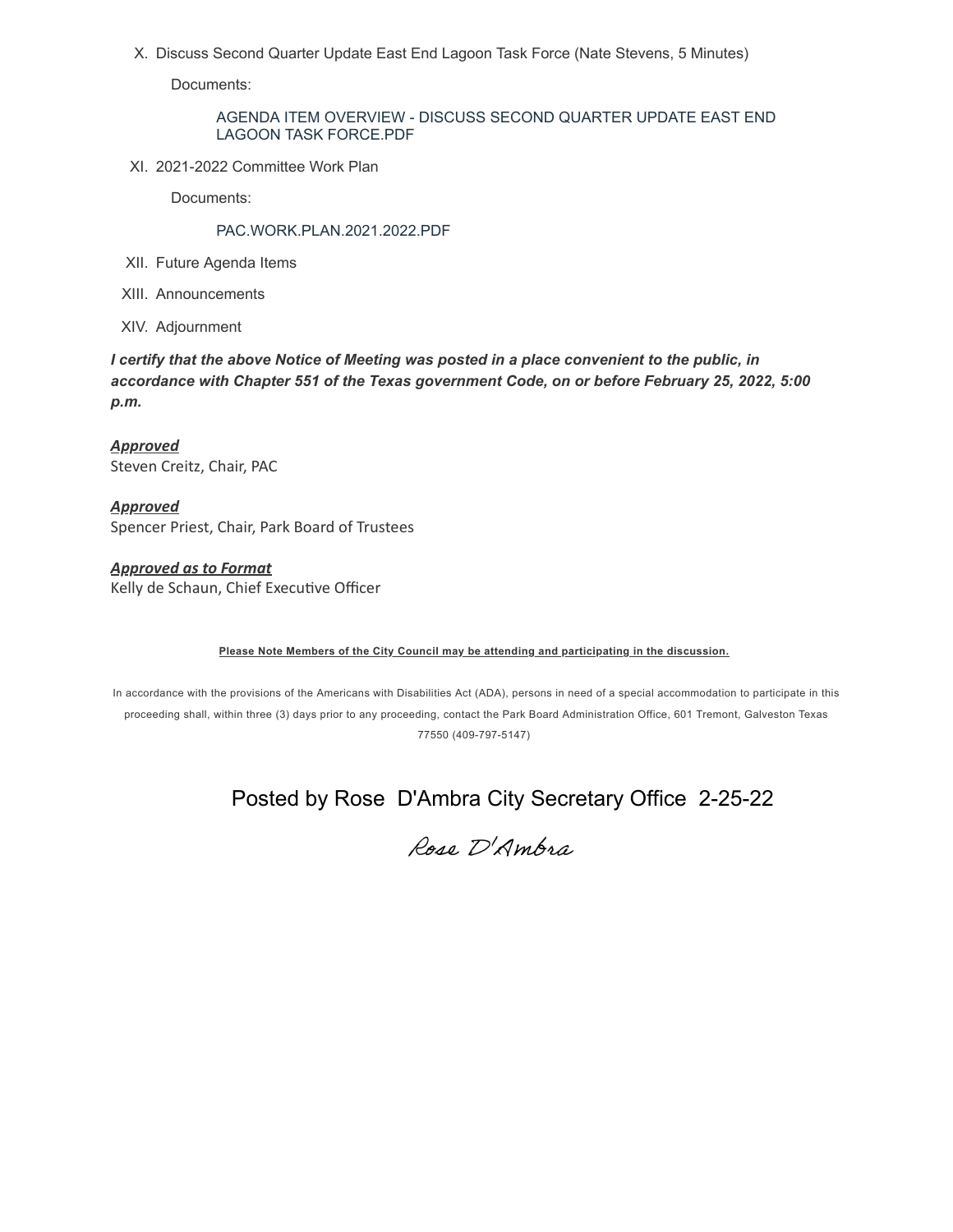X. Discuss Second Quarter Update East End Lagoon Task Force (Nate Stevens, 5 Minutes)

Documents:

AGENDA ITEM OVERVIEW - DISCUSS SECOND QUARTER UPDATE EAST END LAGOON TASK FORCE.PDF

XI. 2021-2022 Committee Work Plan

Documents:

PAC.WORK.PLAN.2021.2022.PDF

XII. Future Agenda Items

XIII. Announcements

XIV. Adjournment

***I certify that the above Notice of Meeting was posted in a place convenient to the public, in accordance with Chapter 551 of the Texas government Code, on or before February 25, 2022, 5:00 p.m.***

***Approved***
Steven Creitz, Chair, PAC

***Approved***
Spencer Priest, Chair, Park Board of Trustees

***Approved as to Format***
Kelly de Schaun, Chief Executive Officer

**Please Note Members of the City Council may be attending and participating in the discussion.**

In accordance with the provisions of the Americans with Disabilities Act (ADA), persons in need of a special accommodation to participate in this proceeding shall, within three (3) days prior to any proceeding, contact the Park Board Administration Office, 601 Tremont, Galveston Texas 77550 (409-797-5147)

Posted by Rose D'Ambra City Secretary Office 2-25-22

Rose D'Ambra